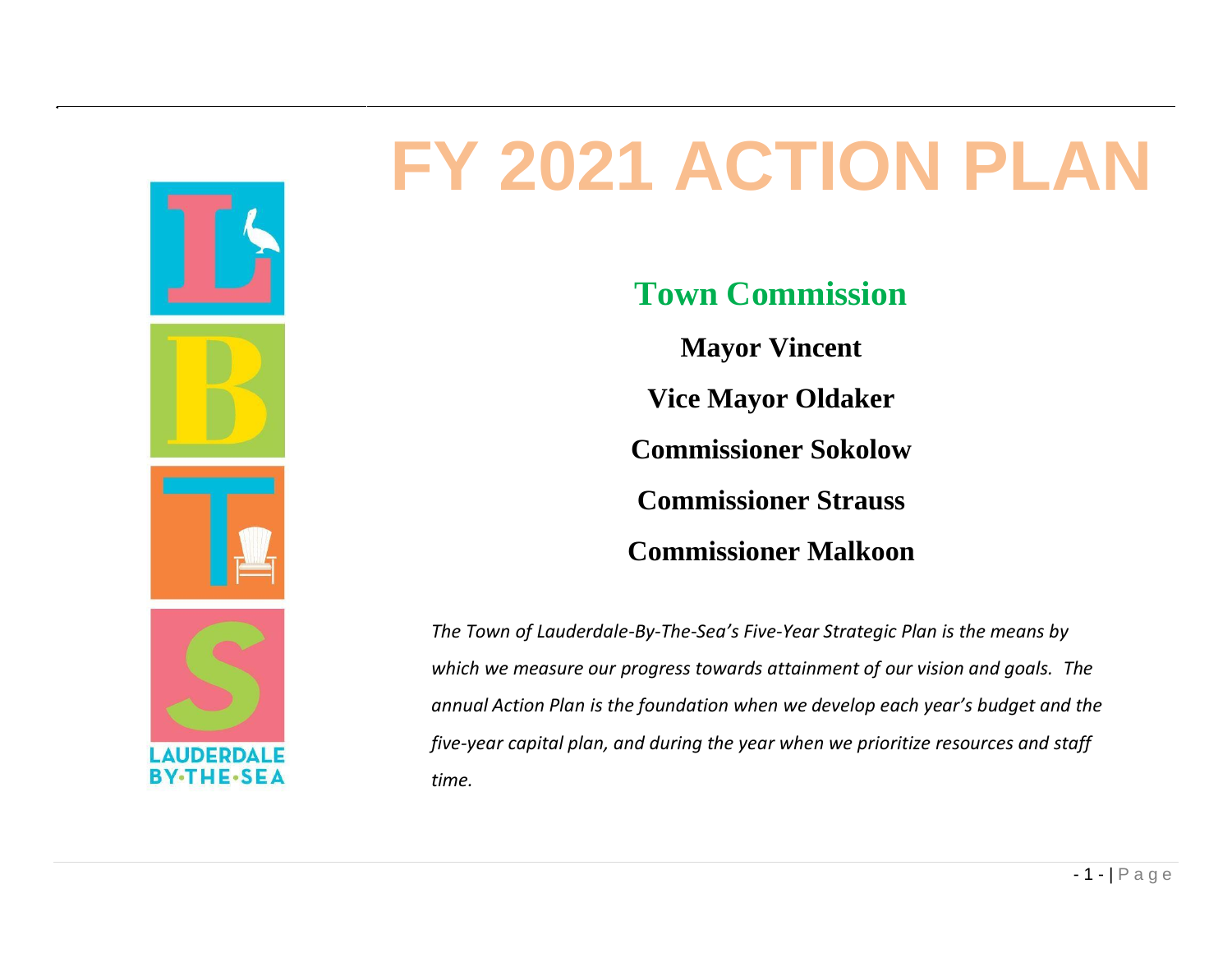# FY 2021 ACTION PLAN

## Town Commission

**Mayor Vincent**

**Vice Mayor Oldaker**

**Commissioner Sokolow**

**Commissioner Strauss**

**Commissioner Malkoon**

*The Town of Lauderdale-By-The-Sea's Five-Year Strategic Plan is the means by which we measure our progress towards attainment of our vision and goals. The annual Action Plan is the foundation when we develop each year's budget and the five-year capital plan, and during the year when we prioritize resources and staff time.*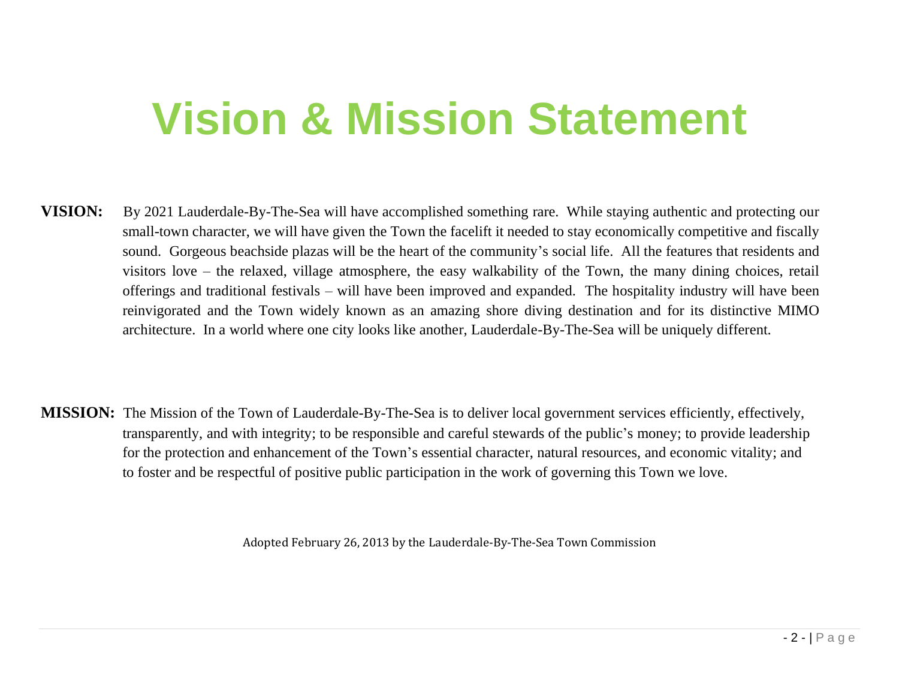# Vision & Mission Statement

**VISION:** By 2021 Lauderdale-By-The-Sea will have accomplished something rare. While staying authentic and protecting our small-town character, we will have given the Town the facelift it needed to stay economically competitive and fiscally sound. Gorgeous beachside plazas will be the heart of the community's social life. All the features that residents and visitors love – the relaxed, village atmosphere, the easy walkability of the Town, the many dining choices, retail offerings and traditional festivals – will have been improved and expanded. The hospitality industry will have been reinvigorated and the Town widely known as an amazing shore diving destination and for its distinctive MIMO architecture. In a world where one city looks like another, Lauderdale-By-The-Sea will be uniquely different.

**MISSION:** The Mission of the Town of Lauderdale-By-The-Sea is to deliver local government services efficiently, effectively, transparently, and with integrity; to be responsible and careful stewards of the public's money; to provide leadership for the protection and enhancement of the Town's essential character, natural resources, and economic vitality; and to foster and be respectful of positive public participation in the work of governing this Town we love.

Adopted February 26, 2013 by the Lauderdale-By-The-Sea Town Commission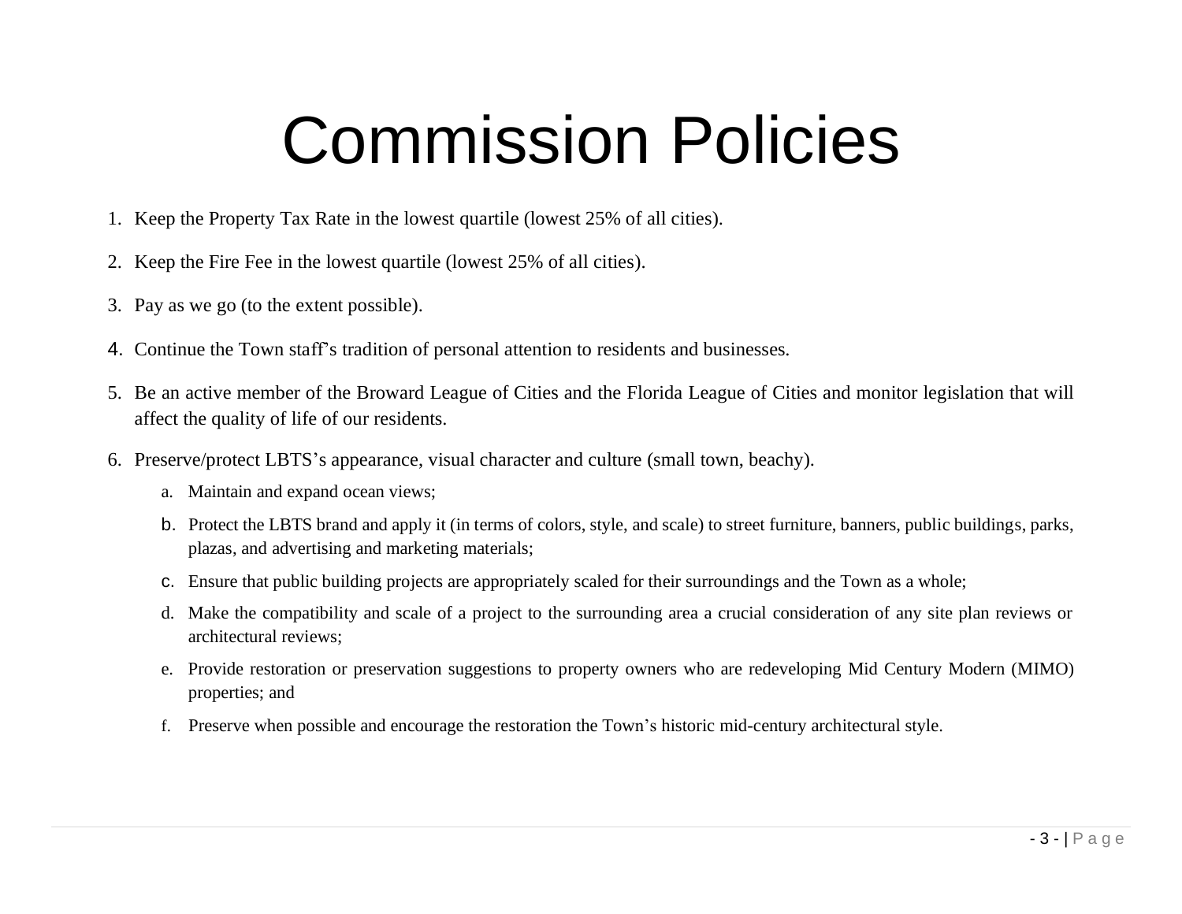# Commission Policies

1. Keep the Property Tax Rate in the lowest quartile (lowest 25% of all cities).
2. Keep the Fire Fee in the lowest quartile (lowest 25% of all cities).
3. Pay as we go (to the extent possible).
4. Continue the Town staff's tradition of personal attention to residents and businesses.
5. Be an active member of the Broward League of Cities and the Florida League of Cities and monitor legislation that will affect the quality of life of our residents.
6. Preserve/protect LBTS's appearance, visual character and culture (small town, beachy).
   a. Maintain and expand ocean views;
   b. Protect the LBTS brand and apply it (in terms of colors, style, and scale) to street furniture, banners, public buildings, parks, plazas, and advertising and marketing materials;
   c. Ensure that public building projects are appropriately scaled for their surroundings and the Town as a whole;
   d. Make the compatibility and scale of a project to the surrounding area a crucial consideration of any site plan reviews or architectural reviews;
   e. Provide restoration or preservation suggestions to property owners who are redeveloping Mid Century Modern (MIMO) properties; and
   f. Preserve when possible and encourage the restoration the Town's historic mid-century architectural style.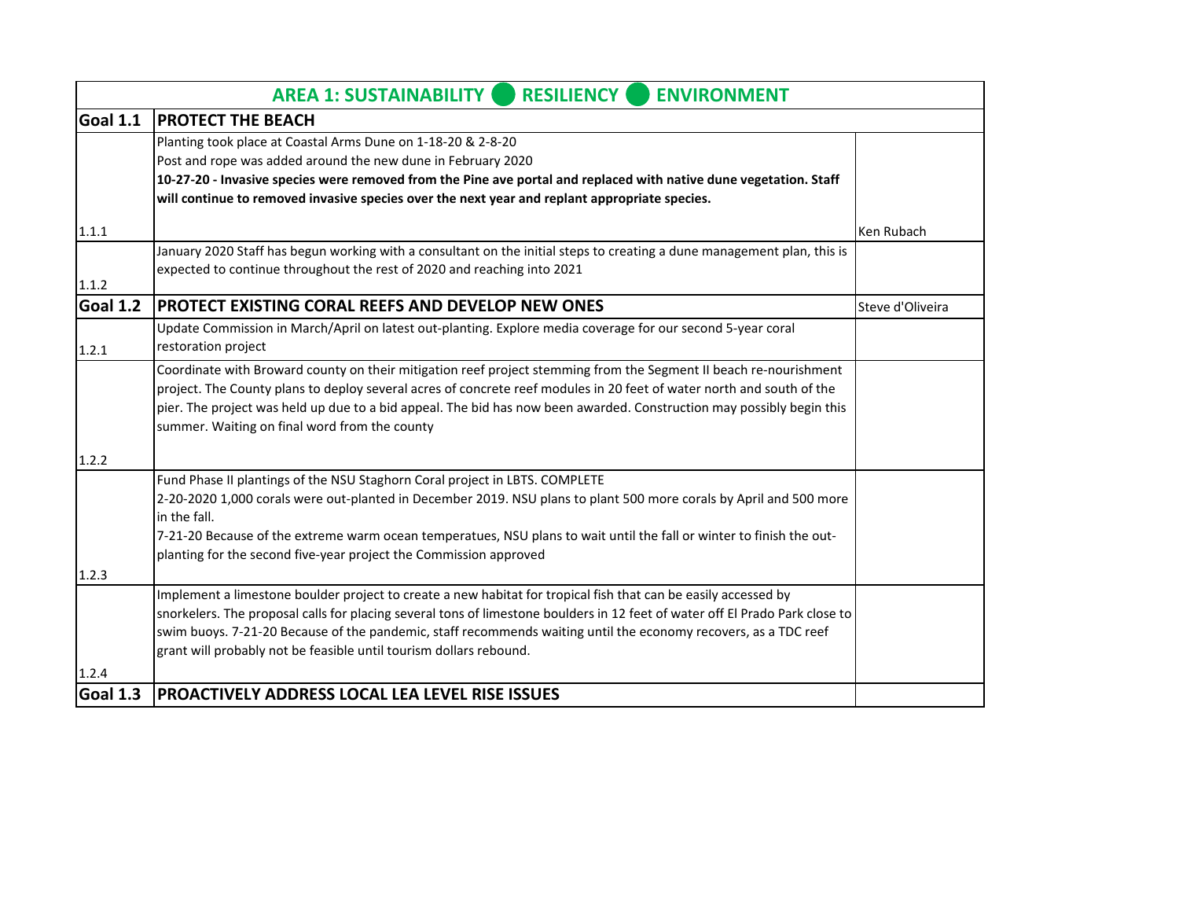| AREA 1: SUSTAINABILITY ● RESILIENCY ● ENVIRONMENT | | |
|---|---|---|
| **Goal 1.1** | **PROTECT THE BEACH** | |
| 1.1.1 | Planting took place at Coastal Arms Dune on 1-18-20 & 2-8-20<br>Post and rope was added around the new dune in February 2020<br>**10-27-20 - Invasive species were removed from the Pine ave portal and replaced with native dune vegetation. Staff will continue to removed invasive species over the next year and replant appropriate species.** | Ken Rubach |
| 1.1.2 | January 2020 Staff has begun working with a consultant on the initial steps to creating a dune management plan, this is expected to continue throughout the rest of 2020 and reaching into 2021 | |
| **Goal 1.2** | **PROTECT EXISTING CORAL REEFS AND DEVELOP NEW ONES** | Steve d'Oliveira |
| 1.2.1 | Update Commission in March/April on latest out-planting. Explore media coverage for our second 5-year coral restoration project | |
| 1.2.2 | Coordinate with Broward county on their mitigation reef project stemming from the Segment II beach re-nourishment project. The County plans to deploy several acres of concrete reef modules in 20 feet of water north and south of the pier. The project was held up due to a bid appeal. The bid has now been awarded. Construction may possibly begin this summer. Waiting on final word from the county | |
| 1.2.3 | Fund Phase II plantings of the NSU Staghorn Coral project in LBTS. COMPLETE<br>2-20-2020 1,000 corals were out-planted in December 2019. NSU plans to plant 500 more corals by April and 500 more in the fall.<br>7-21-20 Because of the extreme warm ocean temperatues, NSU plans to wait until the fall or winter to finish the out-planting for the second five-year project the Commission approved | |
| 1.2.4 | Implement a limestone boulder project to create a new habitat for tropical fish that can be easily accessed by snorkelers. The proposal calls for placing several tons of limestone boulders in 12 feet of water off El Prado Park close to swim buoys. 7-21-20 Because of the pandemic, staff recommends waiting until the economy recovers, as a TDC reef grant will probably not be feasible until tourism dollars rebound. | |
| **Goal 1.3** | **PROACTIVELY ADDRESS LOCAL LEA LEVEL RISE ISSUES** | |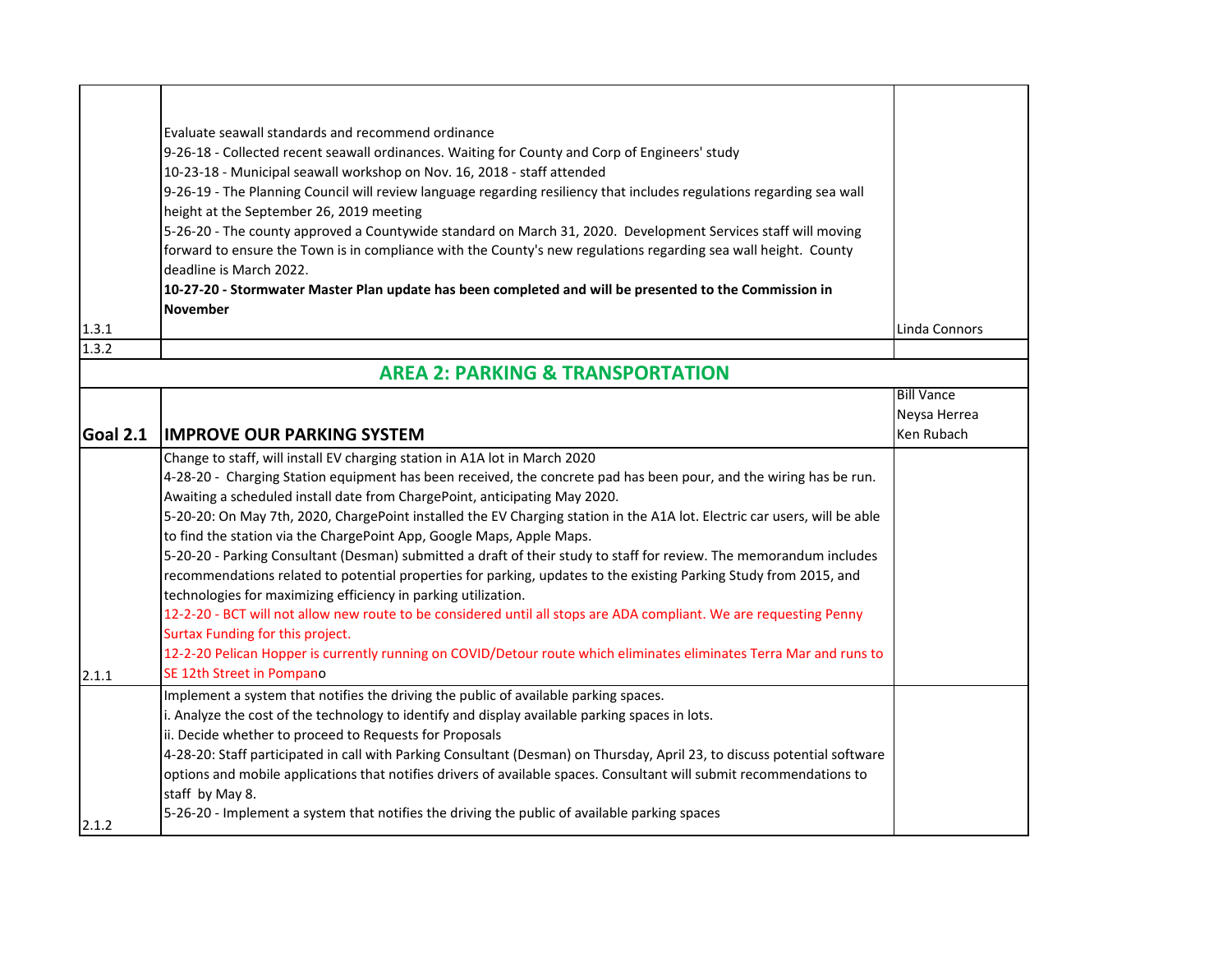| | | |
|---|---|---|
| 1.3.1 | Evaluate seawall standards and recommend ordinance<br>9-26-18 - Collected recent seawall ordinances. Waiting for County and Corp of Engineers' study<br>10-23-18 - Municipal seawall workshop on Nov. 16, 2018 - staff attended<br>9-26-19 - The Planning Council will review language regarding resiliency that includes regulations regarding sea wall height at the September 26, 2019 meeting<br>5-26-20 - The county approved a Countywide standard on March 31, 2020. Development Services staff will moving forward to ensure the Town is in compliance with the County's new regulations regarding sea wall height. County deadline is March 2022.<br>**10-27-20 - Stormwater Master Plan update has been completed and will be presented to the Commission in November** | Linda Connors |
| 1.3.2 | | |
| | **AREA 2: PARKING & TRANSPORTATION** | |
| **Goal 2.1** | **IMPROVE OUR PARKING SYSTEM** | Bill Vance<br>Neysa Herrea<br>Ken Rubach |
| 2.1.1 | Change to staff, will install EV charging station in A1A lot in March 2020<br>4-28-20 - Charging Station equipment has been received, the concrete pad has been pour, and the wiring has be run. Awaiting a scheduled install date from ChargePoint, anticipating May 2020.<br>5-20-20: On May 7th, 2020, ChargePoint installed the EV Charging station in the A1A lot. Electric car users, will be able to find the station via the ChargePoint App, Google Maps, Apple Maps.<br>5-20-20 - Parking Consultant (Desman) submitted a draft of their study to staff for review. The memorandum includes recommendations related to potential properties for parking, updates to the existing Parking Study from 2015, and technologies for maximizing efficiency in parking utilization.<br>12-2-20 - BCT will not allow new route to be considered until all stops are ADA compliant. We are requesting Penny Surtax Funding for this project.<br>12-2-20 Pelican Hopper is currently running on COVID/Detour route which eliminates eliminates Terra Mar and runs to SE 12th Street in Pompano | |
| 2.1.2 | Implement a system that notifies the driving the public of available parking spaces.<br>i. Analyze the cost of the technology to identify and display available parking spaces in lots.<br>ii. Decide whether to proceed to Requests for Proposals<br>4-28-20: Staff participated in call with Parking Consultant (Desman) on Thursday, April 23, to discuss potential software options and mobile applications that notifies drivers of available spaces. Consultant will submit recommendations to staff by May 8.<br>5-26-20 - Implement a system that notifies the driving the public of available parking spaces | |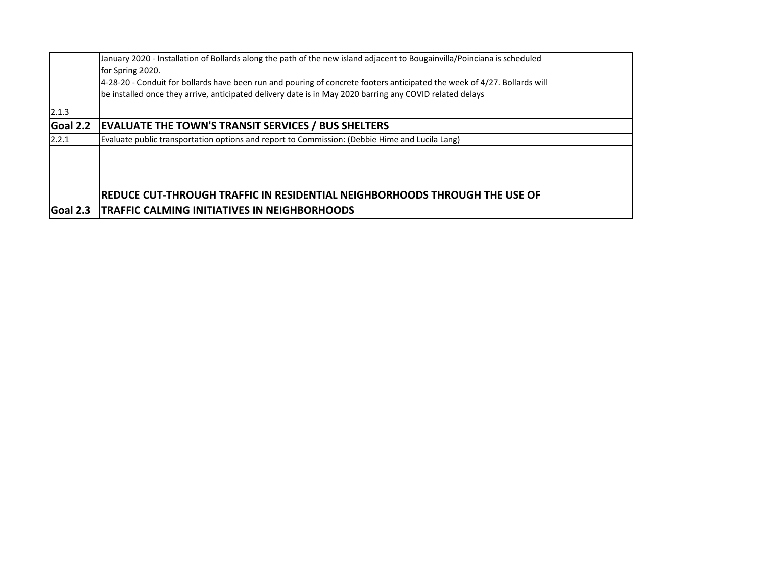| | | |
|---|---|---|
| 2.1.3 | January 2020 - Installation of Bollards along the path of the new island adjacent to Bougainvilla/Poinciana is scheduled for Spring 2020.<br>4-28-20 - Conduit for bollards have been run and pouring of concrete footers anticipated the week of 4/27. Bollards will be installed once they arrive, anticipated delivery date is in May 2020 barring any COVID related delays | |
| **Goal 2.2** | **EVALUATE THE TOWN'S TRANSIT SERVICES / BUS SHELTERS** | |
| 2.2.1 | Evaluate public transportation options and report to Commission: (Debbie Hime and Lucila Lang) | |
| **Goal 2.3** | **REDUCE CUT-THROUGH TRAFFIC IN RESIDENTIAL NEIGHBORHOODS THROUGH THE USE OF TRAFFIC CALMING INITIATIVES IN NEIGHBORHOODS** | |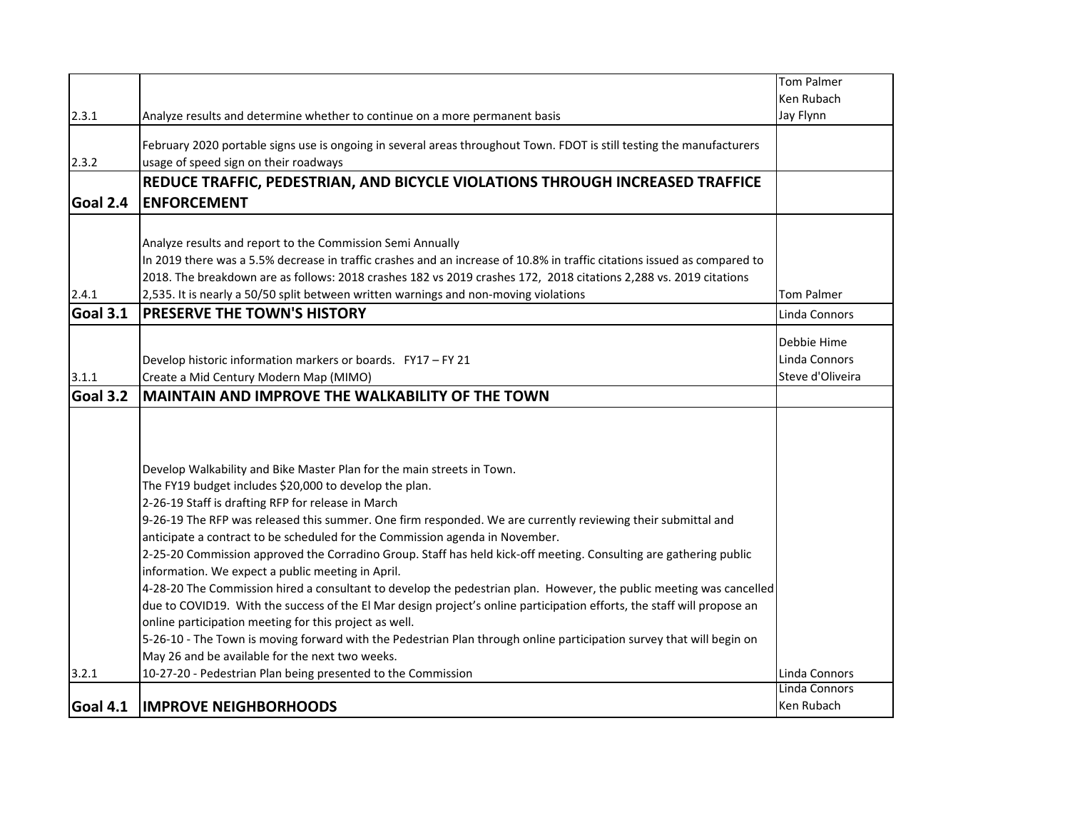| | | |
|---|---|---|
| 2.3.1 | Analyze results and determine whether to continue on a more permanent basis | Tom Palmer<br>Ken Rubach<br>Jay Flynn |
| 2.3.2 | February 2020 portable signs use is ongoing in several areas throughout Town. FDOT is still testing the manufacturers usage of speed sign on their roadways | |
| **Goal 2.4** | **REDUCE TRAFFIC, PEDESTRIAN, AND BICYCLE VIOLATIONS THROUGH INCREASED TRAFFICE ENFORCEMENT** | |
| 2.4.1 | Analyze results and report to the Commission Semi Annually<br>In 2019 there was a 5.5% decrease in traffic crashes and an increase of 10.8% in traffic citations issued as compared to 2018. The breakdown are as follows: 2018 crashes 182 vs 2019 crashes 172, 2018 citations 2,288 vs. 2019 citations 2,535. It is nearly a 50/50 split between written warnings and non-moving violations | Tom Palmer |
| **Goal 3.1** | **PRESERVE THE TOWN'S HISTORY** | Linda Connors |
| 3.1.1 | Develop historic information markers or boards. FY17 – FY 21<br>Create a Mid Century Modern Map (MIMO) | Debbie Hime<br>Linda Connors<br>Steve d'Oliveira |
| **Goal 3.2** | **MAINTAIN AND IMPROVE THE WALKABILITY OF THE TOWN** | |
| 3.2.1 | Develop Walkability and Bike Master Plan for the main streets in Town.<br>The FY19 budget includes $20,000 to develop the plan.<br>2-26-19 Staff is drafting RFP for release in March<br>9-26-19 The RFP was released this summer. One firm responded. We are currently reviewing their submittal and anticipate a contract to be scheduled for the Commission agenda in November.<br>2-25-20 Commission approved the Corradino Group. Staff has held kick-off meeting. Consulting are gathering public information. We expect a public meeting in April.<br>4-28-20 The Commission hired a consultant to develop the pedestrian plan. However, the public meeting was cancelled due to COVID19. With the success of the El Mar design project's online participation efforts, the staff will propose an online participation meeting for this project as well.<br>5-26-10 - The Town is moving forward with the Pedestrian Plan through online participation survey that will begin on May 26 and be available for the next two weeks.<br>10-27-20 - Pedestrian Plan being presented to the Commission | Linda Connors |
| **Goal 4.1** | **IMPROVE NEIGHBORHOODS** | Linda Connors<br>Ken Rubach |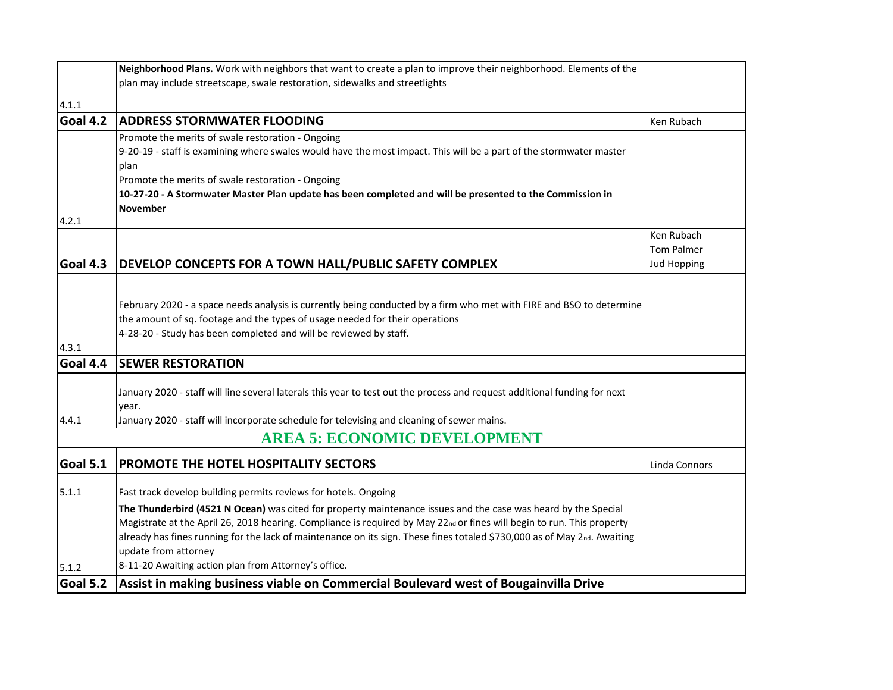| | | |
|---|---|---|
| 4.1.1 | **Neighborhood Plans.** Work with neighbors that want to create a plan to improve their neighborhood. Elements of the plan may include streetscape, swale restoration, sidewalks and streetlights | |
| **Goal 4.2** | **ADDRESS STORMWATER FLOODING** | Ken Rubach |
| 4.2.1 | Promote the merits of swale restoration - Ongoing<br>9-20-19 - staff is examining where swales would have the most impact. This will be a part of the stormwater master plan<br>Promote the merits of swale restoration - Ongoing<br>**10-27-20 - A Stormwater Master Plan update has been completed and will be presented to the Commission in November** | |
| **Goal 4.3** | **DEVELOP CONCEPTS FOR A TOWN HALL/PUBLIC SAFETY COMPLEX** | Ken Rubach<br>Tom Palmer<br>Jud Hopping |
| 4.3.1 | February 2020 - a space needs analysis is currently being conducted by a firm who met with FIRE and BSO to determine the amount of sq. footage and the types of usage needed for their operations<br>4-28-20 - Study has been completed and will be reviewed by staff. | |
| **Goal 4.4** | **SEWER RESTORATION** | |
| 4.4.1 | January 2020 - staff will line several laterals this year to test out the process and request additional funding for next year.<br>January 2020 - staff will incorporate schedule for televising and cleaning of sewer mains. | |
| | **AREA 5: ECONOMIC DEVELOPMENT** | |
| **Goal 5.1** | **PROMOTE THE HOTEL HOSPITALITY SECTORS** | Linda Connors |
| 5.1.1 | Fast track develop building permits reviews for hotels. Ongoing | |
| 5.1.2 | **The Thunderbird (4521 N Ocean)** was cited for property maintenance issues and the case was heard by the Special Magistrate at the April 26, 2018 hearing. Compliance is required by May 22nd or fines will begin to run. This property already has fines running for the lack of maintenance on its sign. These fines totaled $730,000 as of May 2nd. Awaiting update from attorney<br>8-11-20 Awaiting action plan from Attorney's office. | |
| **Goal 5.2** | **Assist in making business viable on Commercial Boulevard west of Bougainvilla Drive** | |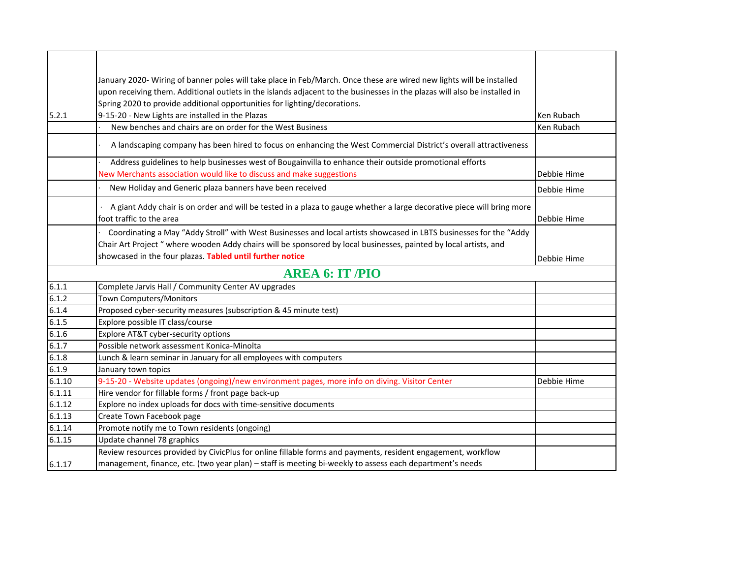| | | |
|---|---|---|
| 5.2.1 | January 2020- Wiring of banner poles will take place in Feb/March. Once these are wired new lights will be installed upon receiving them. Additional outlets in the islands adjacent to the businesses in the plazas will also be installed in Spring 2020 to provide additional opportunities for lighting/decorations.<br>9-15-20 - New Lights are installed in the Plazas | Ken Rubach |
| | · New benches and chairs are on order for the West Business | Ken Rubach |
| | · A landscaping company has been hired to focus on enhancing the West Commercial District's overall attractiveness | |
| | · Address guidelines to help businesses west of Bougainvilla to enhance their outside promotional efforts<br>New Merchants association would like to discuss and make suggestions | Debbie Hime |
| | · New Holiday and Generic plaza banners have been received | Debbie Hime |
| | · A giant Addy chair is on order and will be tested in a plaza to gauge whether a large decorative piece will bring more foot traffic to the area | Debbie Hime |
| | · Coordinating a May "Addy Stroll" with West Businesses and local artists showcased in LBTS businesses for the "Addy Chair Art Project " where wooden Addy chairs will be sponsored by local businesses, painted by local artists, and showcased in the four plazas. **Tabled until further notice** | Debbie Hime |
| | **AREA 6: IT /PIO** | |
| 6.1.1 | Complete Jarvis Hall / Community Center AV upgrades | |
| 6.1.2 | Town Computers/Monitors | |
| 6.1.4 | Proposed cyber-security measures (subscription & 45 minute test) | |
| 6.1.5 | Explore possible IT class/course | |
| 6.1.6 | Explore AT&T cyber-security options | |
| 6.1.7 | Possible network assessment Konica-Minolta | |
| 6.1.8 | Lunch & learn seminar in January for all employees with computers | |
| 6.1.9 | January town topics | |
| 6.1.10 | 9-15-20 - Website updates (ongoing)/new environment pages, more info on diving. Visitor Center | Debbie Hime |
| 6.1.11 | Hire vendor for fillable forms / front page back-up | |
| 6.1.12 | Explore no index uploads for docs with time-sensitive documents | |
| 6.1.13 | Create Town Facebook page | |
| 6.1.14 | Promote notify me to Town residents (ongoing) | |
| 6.1.15 | Update channel 78 graphics | |
| 6.1.17 | Review resources provided by CivicPlus for online fillable forms and payments, resident engagement, workflow management, finance, etc. (two year plan) – staff is meeting bi-weekly to assess each department's needs | |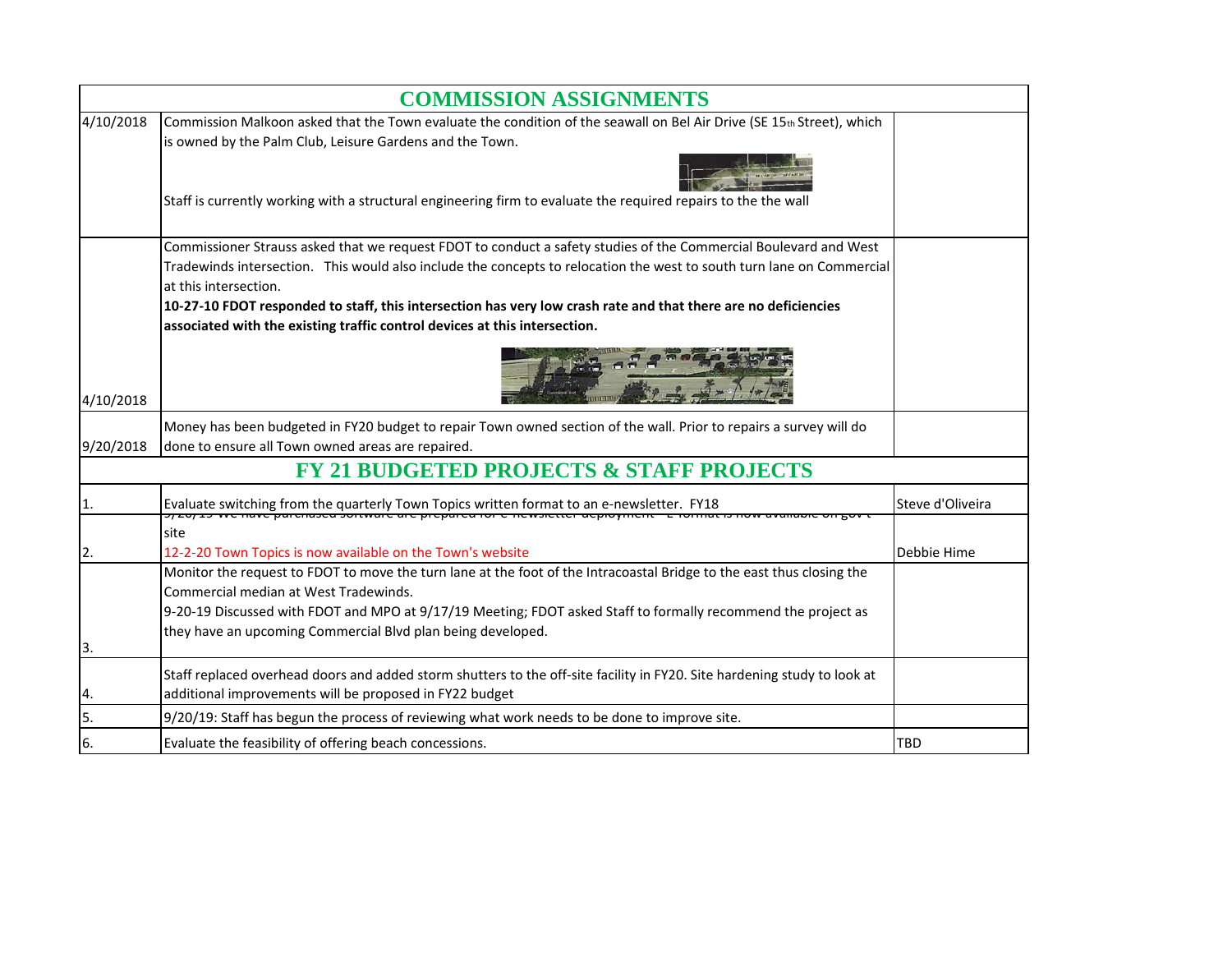| COMMISSION ASSIGNMENTS | | |
|---|---|---|
| 4/10/2018 | Commission Malkoon asked that the Town evaluate the condition of the seawall on Bel Air Drive (SE 15th Street), which is owned by the Palm Club, Leisure Gardens and the Town.<br><br>Staff is currently working with a structural engineering firm to evaluate the required repairs to the the wall | |
| 4/10/2018 | Commissioner Strauss asked that we request FDOT to conduct a safety studies of the Commercial Boulevard and West Tradewinds intersection. This would also include the concepts to relocation the west to south turn lane on Commercial at this intersection.<br>**10-27-10 FDOT responded to staff, this intersection has very low crash rate and that there are no deficiencies associated with the existing traffic control devices at this intersection.** | |
| 9/20/2018 | Money has been budgeted in FY20 budget to repair Town owned section of the wall. Prior to repairs a survey will do done to ensure all Town owned areas are repaired. | |
| **FY 21 BUDGETED PROJECTS & STAFF PROJECTS** | | |
| 1. | Evaluate switching from the quarterly Town Topics written format to an e-newsletter. FY18 | Steve d'Oliveira |
| 2. | 9/20/19 We have purchased software are prepared for e-newsletter deployment - E format is now available on gov't site<br>12-2-20 Town Topics is now available on the Town's website | Debbie Hime |
| 3. | Monitor the request to FDOT to move the turn lane at the foot of the Intracoastal Bridge to the east thus closing the Commercial median at West Tradewinds.<br>9-20-19 Discussed with FDOT and MPO at 9/17/19 Meeting; FDOT asked Staff to formally recommend the project as they have an upcoming Commercial Blvd plan being developed. | |
| 4. | Staff replaced overhead doors and added storm shutters to the off-site facility in FY20. Site hardening study to look at additional improvements will be proposed in FY22 budget | |
| 5. | 9/20/19: Staff has begun the process of reviewing what work needs to be done to improve site. | |
| 6. | Evaluate the feasibility of offering beach concessions. | TBD |